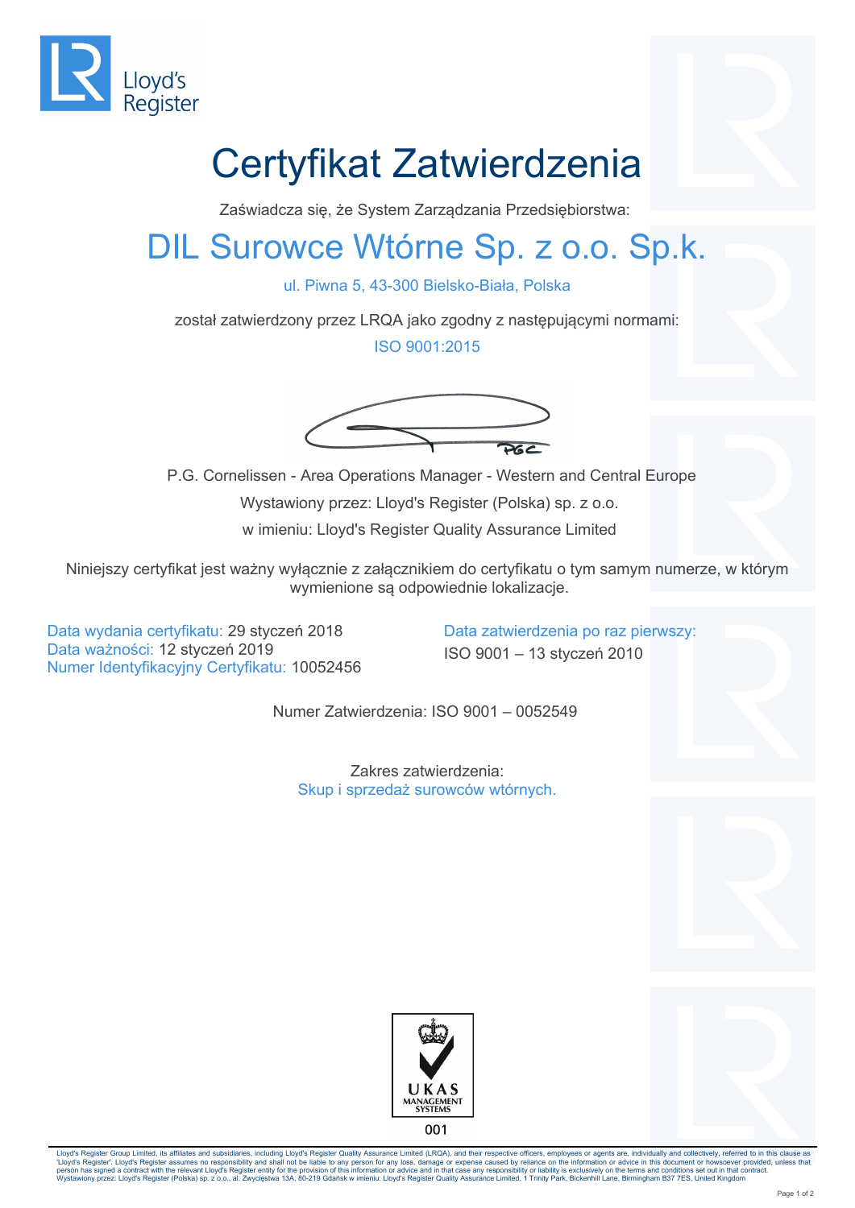Lloyd's Register

# Certyfikat Zatwierdzenia

Zaświadcza się, że System Zarządzania Przedsiębiorstwa:

## DIL Surowce Wtórne Sp. z o.o. Sp.k.

ul. Piwna 5, 43-300 Bielsko-Biała, Polska

został zatwierdzony przez LRQA jako zgodny z następującymi normami:

ISO 9001:2015

P.G. Cornelissen - Area Operations Manager - Western and Central Europe

Wystawiony przez: Lloyd's Register (Polska) sp. z o.o.

w imieniu: Lloyd's Register Quality Assurance Limited

Niniejszy certyfikat jest ważny wyłącznie z załącznikiem do certyfikatu o tym samym numerze, w którym wymienione są odpowiednie lokalizacje.

Data wydania certyfikatu: 29 styczeń 2018
Data ważności: 12 styczeń 2019
Numer Identyfikacyjny Certyfikatu: 10052456

Data zatwierdzenia po raz pierwszy:
ISO 9001 – 13 styczeń 2010

Numer Zatwierdzenia: ISO 9001 – 0052549

Zakres zatwierdzenia:
Skup i sprzedaż surowców wtórnych.

UKAS MANAGEMENT SYSTEMS
001

Lloyd's Register Group Limited, its affiliates and subsidiaries, including Lloyd's Register Quality Assurance Limited (LRQA), and their respective officers, employees or agents are, individually and collectively, referred to in this clause as 'Lloyd's Register'. Lloyd's Register assumes no responsibility and shall not be liable to any person for any loss, damage or expense caused by reliance on the information or advice in this document or howsoever provided, unless that person has signed a contract with the relevant Lloyd's Register entity for the provision of this information or advice and in that case any responsibility or liability is exclusively on the terms and conditions set out in that contract.
Wystawiony przez: Lloyd's Register (Polska) sp. z o.o., al. Zwycięstwa 13A, 80-219 Gdańsk w imieniu: Lloyd's Register Quality Assurance Limited, 1 Trinity Park, Bickenhill Lane, Birmingham B37 7ES, United Kingdom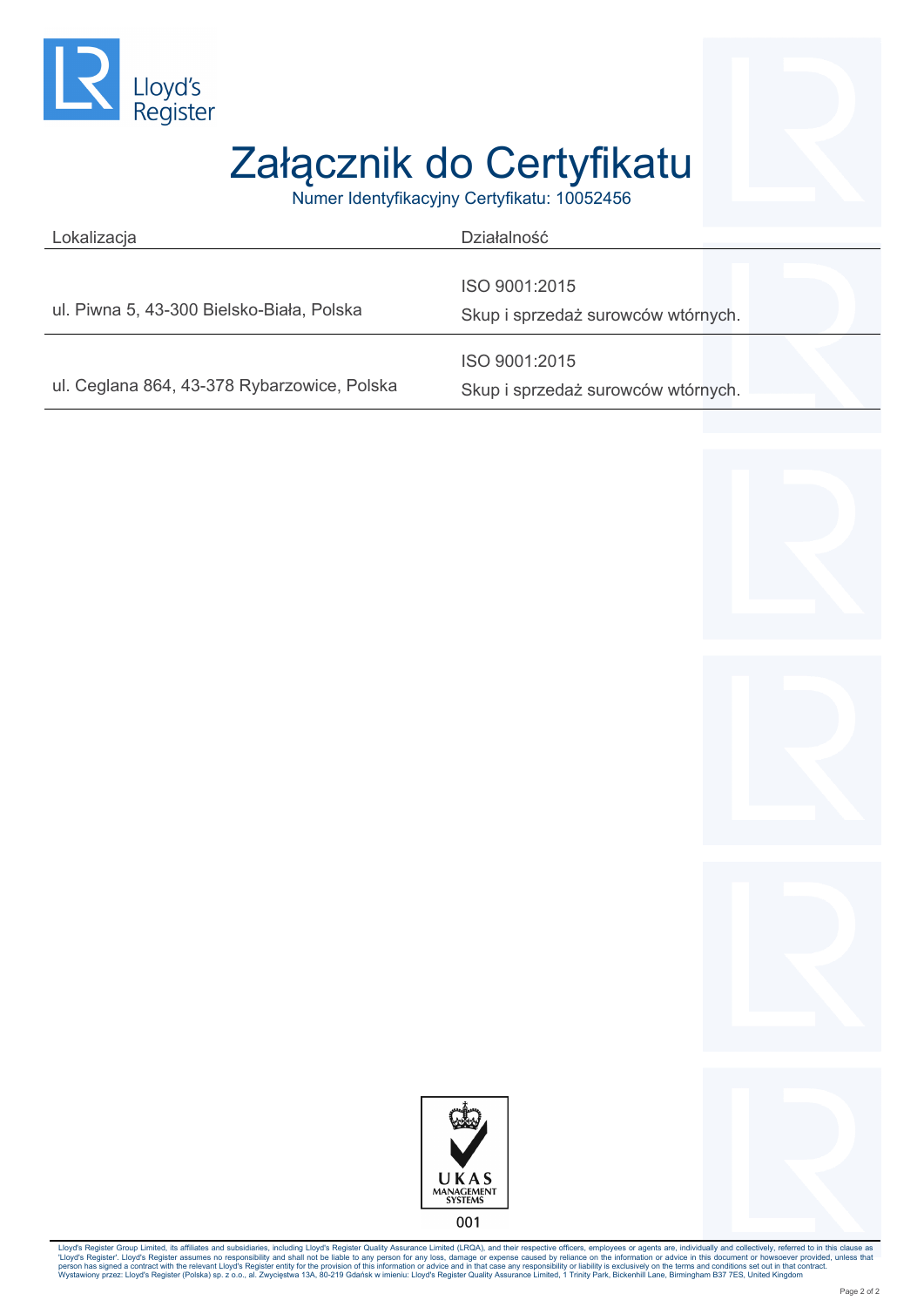Lloyd's Register

# Załącznik do Certyfikatu

Numer Identyfikacyjny Certyfikatu: 10052456

| Lokalizacja | Działalność |
|---|---|
| ul. Piwna 5, 43-300 Bielsko-Biała, Polska | ISO 9001:2015<br>Skup i sprzedaż surowców wtórnych. |
| ul. Ceglana 864, 43-378 Rybarzowice, Polska | ISO 9001:2015<br>Skup i sprzedaż surowców wtórnych. |

UKAS MANAGEMENT SYSTEMS

001

Lloyd's Register Group Limited, its affiliates and subsidiaries, including Lloyd's Register Quality Assurance Limited (LRQA), and their respective officers, employees or agents are, individually and collectively, referred to in this clause as 'Lloyd's Register'. Lloyd's Register assumes no responsibility and shall not be liable to any person for any loss, damage or expense caused by reliance on the information or advice in this document or howsoever provided, unless that person has signed a contract with the relevant Lloyd's Register entity for the provision of this information or advice and in that case any responsibility or liability is exclusively on the terms and conditions set out in that contract.
Wystawiony przez: Lloyd's Register (Polska) sp. z o.o., al. Zwycięstwa 13A, 80-219 Gdańsk w imieniu: Lloyd's Register Quality Assurance Limited, 1 Trinity Park, Bickenhill Lane, Birmingham B37 7ES, United Kingdom